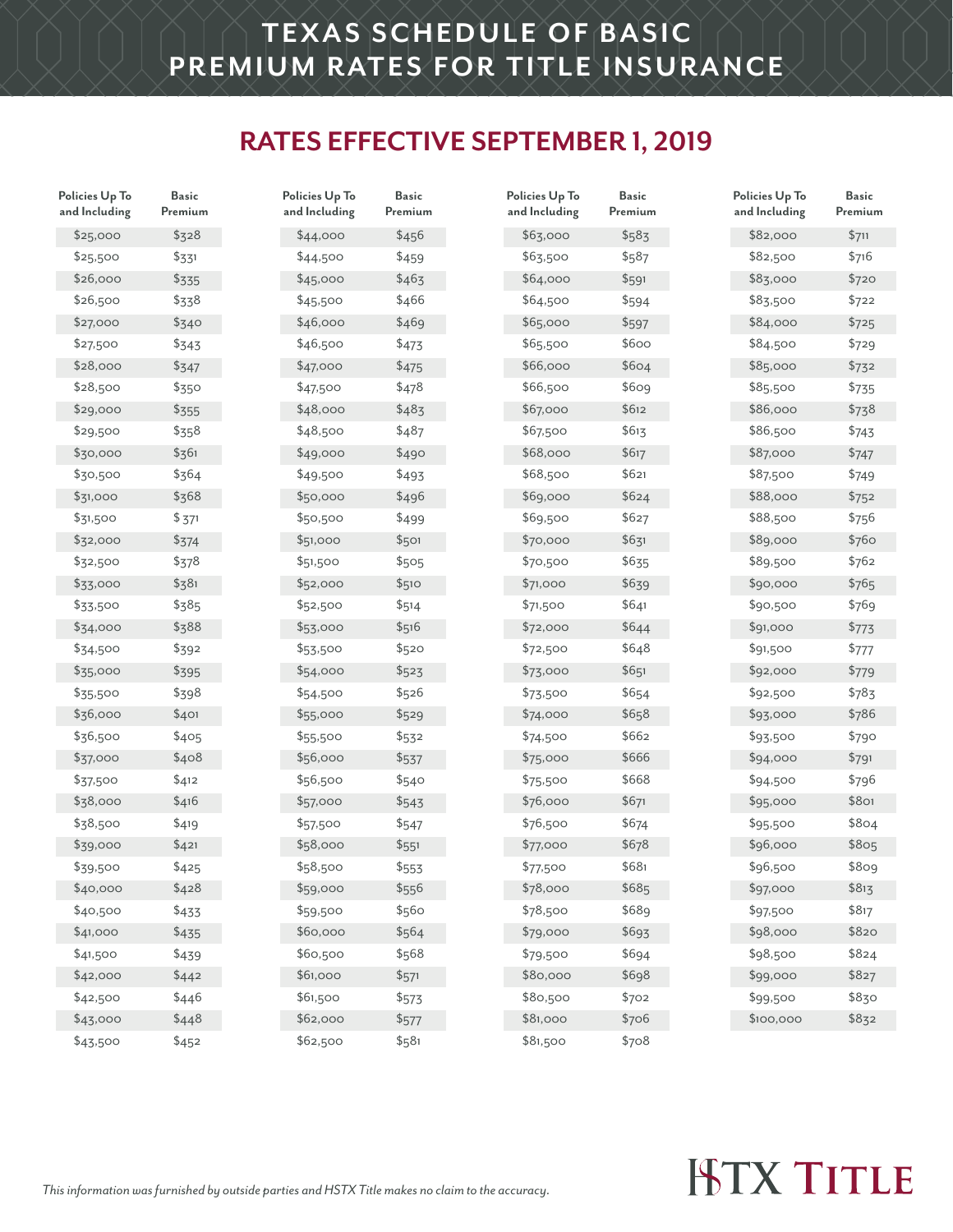# TEXAS SCHEDULE OF BASIC PREMIUM RATES FOR TITLE INSURANCE

## RATES EFFECTIVE SEPTEMBER 1, 2019

| Policies Up To and Including | Basic Premium |
|---|---|
| $25,000 | $328 |
| $25,500 | $331 |
| $26,000 | $335 |
| $26,500 | $338 |
| $27,000 | $340 |
| $27,500 | $343 |
| $28,000 | $347 |
| $28,500 | $350 |
| $29,000 | $355 |
| $29,500 | $358 |
| $30,000 | $361 |
| $30,500 | $364 |
| $31,000 | $368 |
| $31,500 | $ 371 |
| $32,000 | $374 |
| $32,500 | $378 |
| $33,000 | $381 |
| $33,500 | $385 |
| $34,000 | $388 |
| $34,500 | $392 |
| $35,000 | $395 |
| $35,500 | $398 |
| $36,000 | $401 |
| $36,500 | $405 |
| $37,000 | $408 |
| $37,500 | $412 |
| $38,000 | $416 |
| $38,500 | $419 |
| $39,000 | $421 |
| $39,500 | $425 |
| $40,000 | $428 |
| $40,500 | $433 |
| $41,000 | $435 |
| $41,500 | $439 |
| $42,000 | $442 |
| $42,500 | $446 |
| $43,000 | $448 |
| $43,500 | $452 |
| $44,000 | $456 |
| $44,500 | $459 |
| $45,000 | $463 |
| $45,500 | $466 |
| $46,000 | $469 |
| $46,500 | $473 |
| $47,000 | $475 |
| $47,500 | $478 |
| $48,000 | $483 |
| $48,500 | $487 |
| $49,000 | $490 |
| $49,500 | $493 |
| $50,000 | $496 |
| $50,500 | $499 |
| $51,000 | $501 |
| $51,500 | $505 |
| $52,000 | $510 |
| $52,500 | $514 |
| $53,000 | $516 |
| $53,500 | $520 |
| $54,000 | $523 |
| $54,500 | $526 |
| $55,000 | $529 |
| $55,500 | $532 |
| $56,000 | $537 |
| $56,500 | $540 |
| $57,000 | $543 |
| $57,500 | $547 |
| $58,000 | $551 |
| $58,500 | $553 |
| $59,000 | $556 |
| $59,500 | $560 |
| $60,000 | $564 |
| $60,500 | $568 |
| $61,000 | $571 |
| $61,500 | $573 |
| $62,000 | $577 |
| $62,500 | $581 |
| $63,000 | $583 |
| $63,500 | $587 |
| $64,000 | $591 |
| $64,500 | $594 |
| $65,000 | $597 |
| $65,500 | $600 |
| $66,000 | $604 |
| $66,500 | $609 |
| $67,000 | $612 |
| $67,500 | $613 |
| $68,000 | $617 |
| $68,500 | $621 |
| $69,000 | $624 |
| $69,500 | $627 |
| $70,000 | $631 |
| $70,500 | $635 |
| $71,000 | $639 |
| $71,500 | $641 |
| $72,000 | $644 |
| $72,500 | $648 |
| $73,000 | $651 |
| $73,500 | $654 |
| $74,000 | $658 |
| $74,500 | $662 |
| $75,000 | $666 |
| $75,500 | $668 |
| $76,000 | $671 |
| $76,500 | $674 |
| $77,000 | $678 |
| $77,500 | $681 |
| $78,000 | $685 |
| $78,500 | $689 |
| $79,000 | $693 |
| $79,500 | $694 |
| $80,000 | $698 |
| $80,500 | $702 |
| $81,000 | $706 |
| $81,500 | $708 |
| $82,000 | $711 |
| $82,500 | $716 |
| $83,000 | $720 |
| $83,500 | $722 |
| $84,000 | $725 |
| $84,500 | $729 |
| $85,000 | $732 |
| $85,500 | $735 |
| $86,000 | $738 |
| $86,500 | $743 |
| $87,000 | $747 |
| $87,500 | $749 |
| $88,000 | $752 |
| $88,500 | $756 |
| $89,000 | $760 |
| $89,500 | $762 |
| $90,000 | $765 |
| $90,500 | $769 |
| $91,000 | $773 |
| $91,500 | $777 |
| $92,000 | $779 |
| $92,500 | $783 |
| $93,000 | $786 |
| $93,500 | $790 |
| $94,000 | $791 |
| $94,500 | $796 |
| $95,000 | $801 |
| $95,500 | $804 |
| $96,000 | $805 |
| $96,500 | $809 |
| $97,000 | $813 |
| $97,500 | $817 |
| $98,000 | $820 |
| $98,500 | $824 |
| $99,000 | $827 |
| $99,500 | $830 |
| $100,000 | $832 |

*This information was furnished by outside parties and HSTX Title makes no claim to the accuracy.*

HSTX TITLE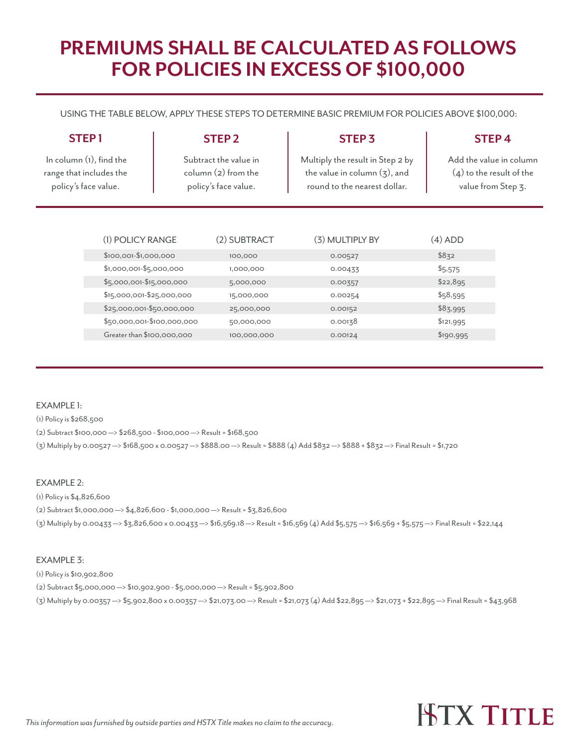# PREMIUMS SHALL BE CALCULATED AS FOLLOWS FOR POLICIES IN EXCESS OF $100,000

USING THE TABLE BELOW, APPLY THESE STEPS TO DETERMINE BASIC PREMIUM FOR POLICIES ABOVE $100,000:

### STEP 1

In column (1), find the range that includes the policy's face value.

### STEP 2

Subtract the value in column (2) from the policy's face value.

### STEP 3

Multiply the result in Step 2 by the value in column (3), and round to the nearest dollar.

### STEP 4

Add the value in column (4) to the result of the value from Step 3.

| (1) POLICY RANGE | (2) SUBTRACT | (3) MULTIPLY BY | (4) ADD |
|---|---|---|---|
| $100,001-$1,000,000 | 100,000 | 0.00527 | $832 |
| $1,000,001-$5,000,000 | 1,000,000 | 0.00433 | $5,575 |
| $5,000,001-$15,000,000 | 5,000,000 | 0.00357 | $22,895 |
| $15,000,001-$25,000,000 | 15,000,000 | 0.00254 | $58,595 |
| $25,000,001-$50,000,000 | 25,000,000 | 0.00152 | $83,995 |
| $50,000,001-$100,000,000 | 50,000,000 | 0.00138 | $121,995 |
| Greater than $100,000,000 | 100,000,000 | 0.00124 | $190,995 |

EXAMPLE 1:

(1) Policy is $268,500

(2) Subtract $100,000 —> $268,500 - $100,000 —> Result = $168,500

(3) Multiply by 0.00527 —> $168,500 x 0.00527 —> $888.00 —> Result = $888 (4) Add $832 —> $888 + $832 —> Final Result = $1,720

EXAMPLE 2:

(1) Policy is $4,826,600

(2) Subtract $1,000,000 —> $4,826,600 - $1,000,000 —> Result = $3,826,600

(3) Multiply by 0.00433 —> $3,826,600 x 0.00433 —> $16,569.18 —> Result = $16,569 (4) Add $5,575 —> $16,569 + $5,575 —> Final Result = $22,144

EXAMPLE 3:

(1) Policy is $10,902,800

(2) Subtract $5,000,000 —> $10,902,900 - $5,000,000 —> Result = $5,902,800

(3) Multiply by 0.00357 —> $5,902,800 x 0.00357 —> $21,073.00 —> Result = $21,073 (4) Add $22,895 —> $21,073 + $22,895 —> Final Result = $43,968

*This information was furnished by outside parties and HSTX Title makes no claim to the accuracy.*

HSTX TITLE